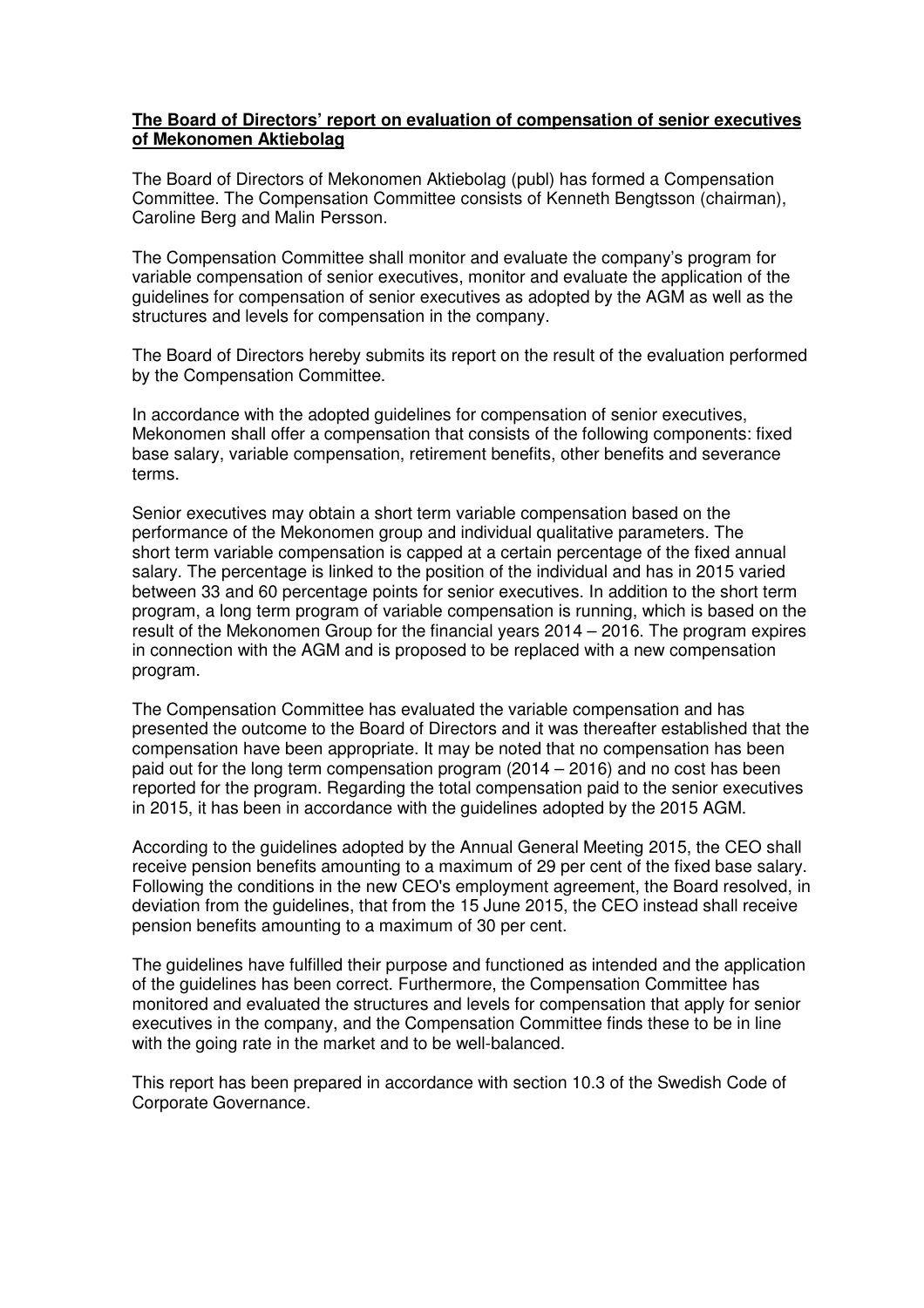**The Board of Directors' report on evaluation of compensation of senior executives of Mekonomen Aktiebolag**

The Board of Directors of Mekonomen Aktiebolag (publ) has formed a Compensation Committee. The Compensation Committee consists of Kenneth Bengtsson (chairman), Caroline Berg and Malin Persson.

The Compensation Committee shall monitor and evaluate the company's program for variable compensation of senior executives, monitor and evaluate the application of the guidelines for compensation of senior executives as adopted by the AGM as well as the structures and levels for compensation in the company.

The Board of Directors hereby submits its report on the result of the evaluation performed by the Compensation Committee.

In accordance with the adopted guidelines for compensation of senior executives, Mekonomen shall offer a compensation that consists of the following components: fixed base salary, variable compensation, retirement benefits, other benefits and severance terms.

Senior executives may obtain a short term variable compensation based on the performance of the Mekonomen group and individual qualitative parameters. The short term variable compensation is capped at a certain percentage of the fixed annual salary. The percentage is linked to the position of the individual and has in 2015 varied between 33 and 60 percentage points for senior executives. In addition to the short term program, a long term program of variable compensation is running, which is based on the result of the Mekonomen Group for the financial years 2014 – 2016. The program expires in connection with the AGM and is proposed to be replaced with a new compensation program.

The Compensation Committee has evaluated the variable compensation and has presented the outcome to the Board of Directors and it was thereafter established that the compensation have been appropriate. It may be noted that no compensation has been paid out for the long term compensation program (2014 – 2016) and no cost has been reported for the program. Regarding the total compensation paid to the senior executives in 2015, it has been in accordance with the guidelines adopted by the 2015 AGM.

According to the guidelines adopted by the Annual General Meeting 2015, the CEO shall receive pension benefits amounting to a maximum of 29 per cent of the fixed base salary. Following the conditions in the new CEO's employment agreement, the Board resolved, in deviation from the guidelines, that from the 15 June 2015, the CEO instead shall receive pension benefits amounting to a maximum of 30 per cent.

The guidelines have fulfilled their purpose and functioned as intended and the application of the guidelines has been correct. Furthermore, the Compensation Committee has monitored and evaluated the structures and levels for compensation that apply for senior executives in the company, and the Compensation Committee finds these to be in line with the going rate in the market and to be well-balanced.

This report has been prepared in accordance with section 10.3 of the Swedish Code of Corporate Governance.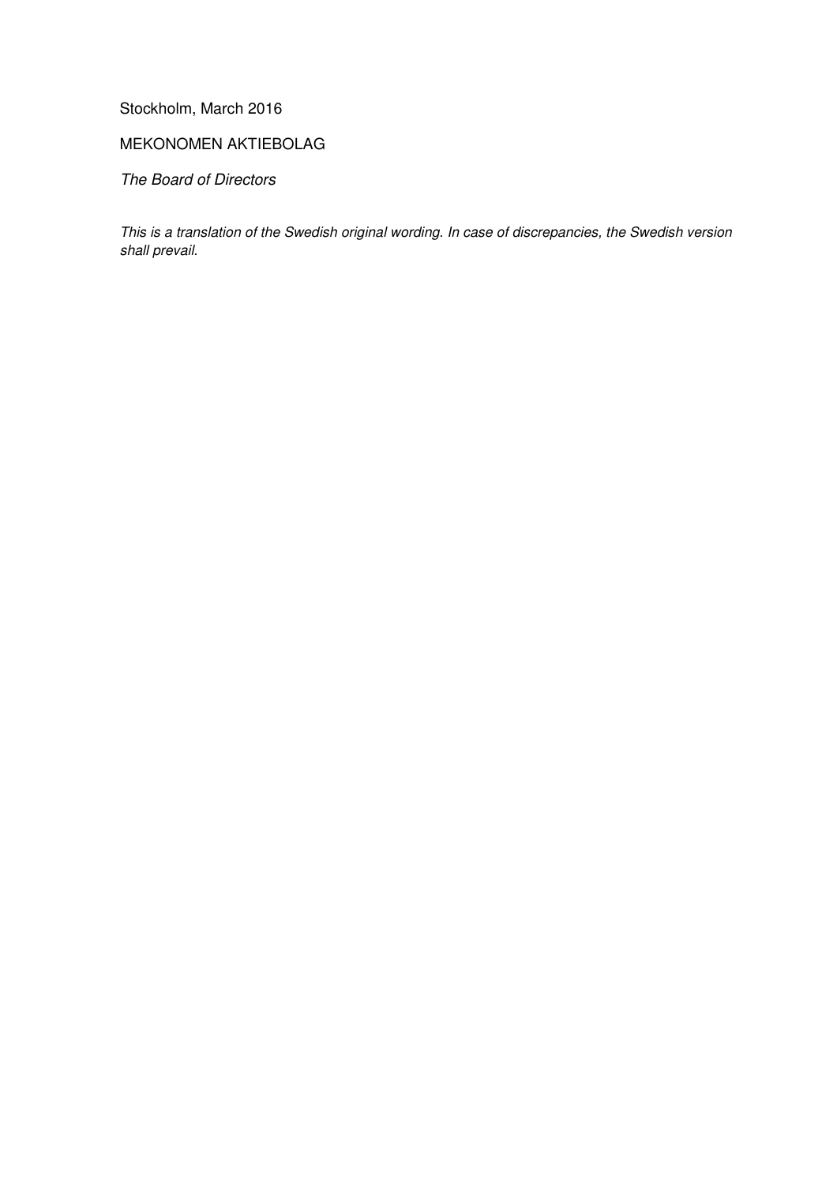Stockholm, March 2016

MEKONOMEN AKTIEBOLAG

*The Board of Directors*

*This is a translation of the Swedish original wording. In case of discrepancies, the Swedish version shall prevail.*